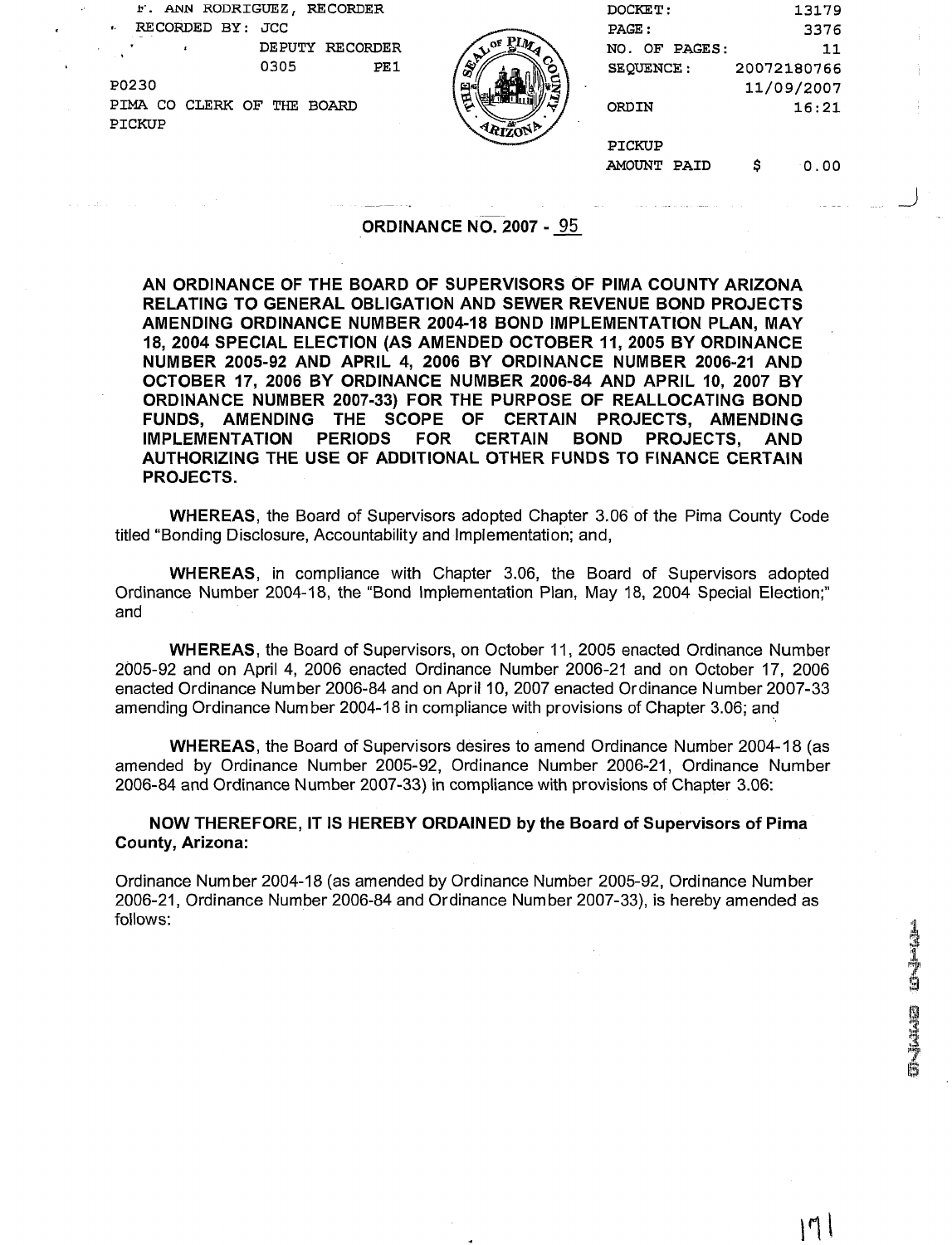F. ANN RODRIGUEZ, RECORDER
RECORDED BY: JCC
DEPUTY RECORDER
0305 PE1
P0230
PIMA CO CLERK OF THE BOARD
PICKUP

| | |
|---|---|
| DOCKET: | 13179 |
| PAGE: | 3376 |
| NO. OF PAGES: | 11 |
| SEQUENCE: | 20072180766 |
| | 11/09/2007 |
| ORDIN | 16:21 |
| PICKUP | |
| AMOUNT PAID | $ 0.00 |

## ORDINANCE NO. 2007 - 95

**AN ORDINANCE OF THE BOARD OF SUPERVISORS OF PIMA COUNTY ARIZONA RELATING TO GENERAL OBLIGATION AND SEWER REVENUE BOND PROJECTS AMENDING ORDINANCE NUMBER 2004-18 BOND IMPLEMENTATION PLAN, MAY 18, 2004 SPECIAL ELECTION (AS AMENDED OCTOBER 11, 2005 BY ORDINANCE NUMBER 2005-92 AND APRIL 4, 2006 BY ORDINANCE NUMBER 2006-21 AND OCTOBER 17, 2006 BY ORDINANCE NUMBER 2006-84 AND APRIL 10, 2007 BY ORDINANCE NUMBER 2007-33) FOR THE PURPOSE OF REALLOCATING BOND FUNDS, AMENDING THE SCOPE OF CERTAIN PROJECTS, AMENDING IMPLEMENTATION PERIODS FOR CERTAIN BOND PROJECTS, AND AUTHORIZING THE USE OF ADDITIONAL OTHER FUNDS TO FINANCE CERTAIN PROJECTS.**

**WHEREAS**, the Board of Supervisors adopted Chapter 3.06 of the Pima County Code titled "Bonding Disclosure, Accountability and Implementation; and,

**WHEREAS**, in compliance with Chapter 3.06, the Board of Supervisors adopted Ordinance Number 2004-18, the "Bond Implementation Plan, May 18, 2004 Special Election;" and

**WHEREAS**, the Board of Supervisors, on October 11, 2005 enacted Ordinance Number 2005-92 and on April 4, 2006 enacted Ordinance Number 2006-21 and on October 17, 2006 enacted Ordinance Number 2006-84 and on April 10, 2007 enacted Ordinance Number 2007-33 amending Ordinance Number 2004-18 in compliance with provisions of Chapter 3.06; and

**WHEREAS**, the Board of Supervisors desires to amend Ordinance Number 2004-18 (as amended by Ordinance Number 2005-92, Ordinance Number 2006-21, Ordinance Number 2006-84 and Ordinance Number 2007-33) in compliance with provisions of Chapter 3.06:

**NOW THEREFORE, IT IS HEREBY ORDAINED by the Board of Supervisors of Pima County, Arizona:**

Ordinance Number 2004-18 (as amended by Ordinance Number 2005-92, Ordinance Number 2006-21, Ordinance Number 2006-84 and Ordinance Number 2007-33), is hereby amended as follows: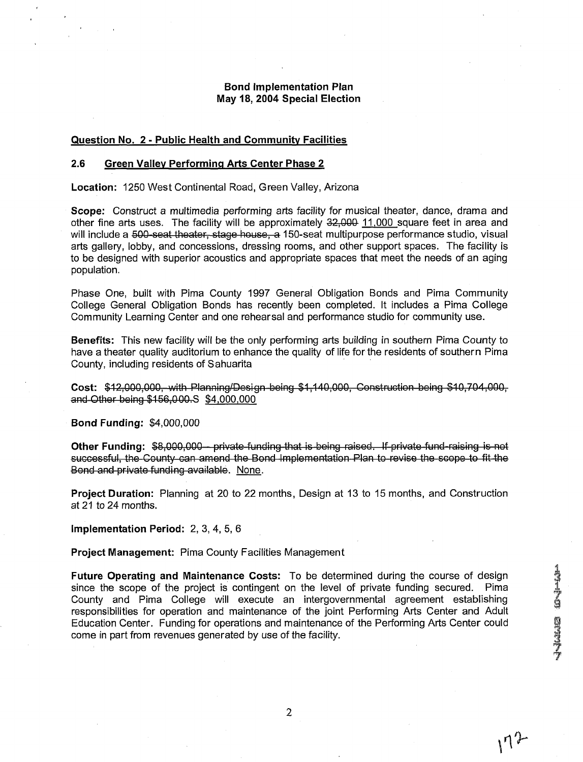**Bond Implementation Plan**
**May 18, 2004 Special Election**

## Question No. 2 - Public Health and Community Facilities

### 2.6 Green Valley Performing Arts Center Phase 2

**Location:** 1250 West Continental Road, Green Valley, Arizona

**Scope:** *Construct a multimedia performing arts facility for musical theater, dance, drama and other fine arts uses.* The facility will be approximately ~~32,000~~ 11,000 square feet in area and will include a ~~500-seat theater, stage house, a~~ 150-seat multipurpose performance studio, visual arts gallery, lobby, and concessions, dressing rooms, and other support spaces. The facility is to be designed with superior acoustics and appropriate spaces that meet the needs of an aging population.

Phase One, built with Pima County 1997 General Obligation Bonds and Pima Community College General Obligation Bonds has recently been completed. It includes a Pima College Community Learning Center and one rehearsal and performance studio for community use.

**Benefits:** This new facility will be the only performing arts building in southern Pima County to have a theater quality auditorium to enhance the quality of life for the residents of southern Pima County, including residents of Sahuarita

**Cost:** ~~$12,000,000, with Planning/Design being $1,140,000, Construction being $10,704,000, and Other being $156,000.S~~ $4,000,000

**Bond Funding:** $4,000,000

**Other Funding:** ~~$8,000,000 - private funding that is being raised. If private fund-raising is not successful, the County can amend the Bond Implementation Plan to revise the scope to fit the Bond and private funding available~~. None.

**Project Duration:** Planning at 20 to 22 months, Design at 13 to 15 months, and Construction at 21 to 24 months.

**Implementation Period:** 2, 3, 4, 5, 6

**Project Management:** Pima County Facilities Management

**Future Operating and Maintenance Costs:** To be determined during the course of design since the scope of the project is contingent on the level of private funding secured. Pima County and Pima College will execute an intergovernmental agreement establishing responsibilities for operation and maintenance of the joint Performing Arts Center and Adult Education Center. Funding for operations and maintenance of the Performing Arts Center could come in part from revenues generated by use of the facility.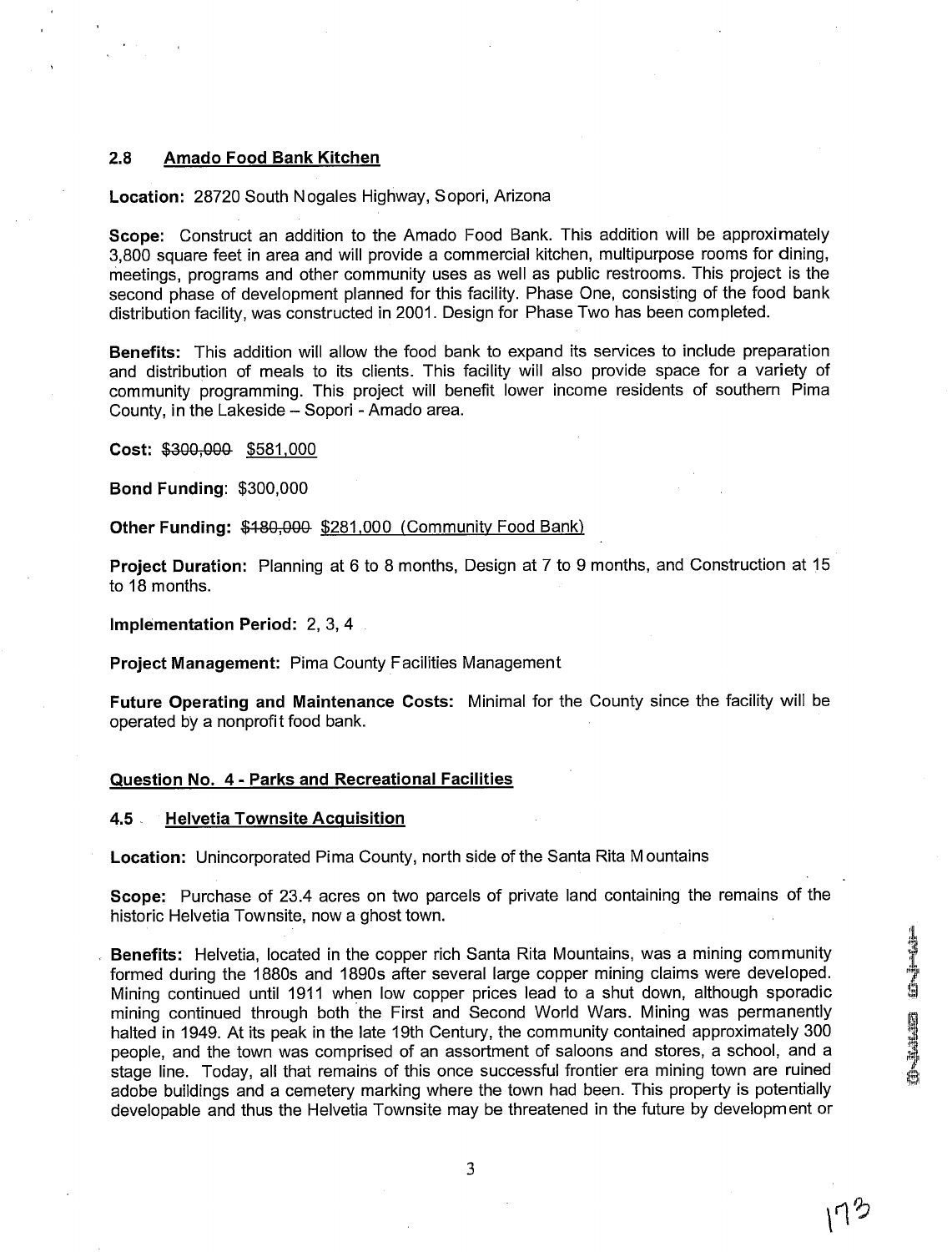### 2.8 Amado Food Bank Kitchen

**Location:** 28720 South Nogales Highway, Sopori, Arizona

**Scope:** Construct an addition to the Amado Food Bank. This addition will be approximately 3,800 square feet in area and will provide a commercial kitchen, multipurpose rooms for dining, meetings, programs and other community uses as well as public restrooms. This project is the second phase of development planned for this facility. Phase One, consisting of the food bank distribution facility, was constructed in 2001. Design for Phase Two has been completed.

**Benefits:** This addition will allow the food bank to expand its services to include preparation and distribution of meals to its clients. This facility will also provide space for a variety of community programming. This project will benefit lower income residents of southern Pima County, in the Lakeside – Sopori - Amado area.

**Cost:** ~~$300,000~~ <u>$581,000</u>

**Bond Funding**: $300,000

**Other Funding:** ~~$180,000~~ <u>$281,000 (Community Food Bank)</u>

**Project Duration:** Planning at 6 to 8 months, Design at 7 to 9 months, and Construction at 15 to 18 months.

**Implementation Period:** 2, 3, 4

**Project Management:** Pima County Facilities Management

**Future Operating and Maintenance Costs:** Minimal for the County since the facility will be operated by a nonprofit food bank.

## Question No. 4 - Parks and Recreational Facilities

### 4.5 Helvetia Townsite Acquisition

**Location:** Unincorporated Pima County, north side of the Santa Rita Mountains

**Scope:** Purchase of 23.4 acres on two parcels of private land containing the remains of the historic Helvetia Townsite, now a ghost town.

**Benefits:** Helvetia, located in the copper rich Santa Rita Mountains, was a mining community formed during the 1880s and 1890s after several large copper mining claims were developed. Mining continued until 1911 when low copper prices lead to a shut down, although sporadic mining continued through both the First and Second World Wars. Mining was permanently halted in 1949. At its peak in the late 19th Century, the community contained approximately 300 people, and the town was comprised of an assortment of saloons and stores, a school, and a stage line. Today, all that remains of this once successful frontier era mining town are ruined adobe buildings and a cemetery marking where the town had been. This property is potentially developable and thus the Helvetia Townsite may be threatened in the future by development or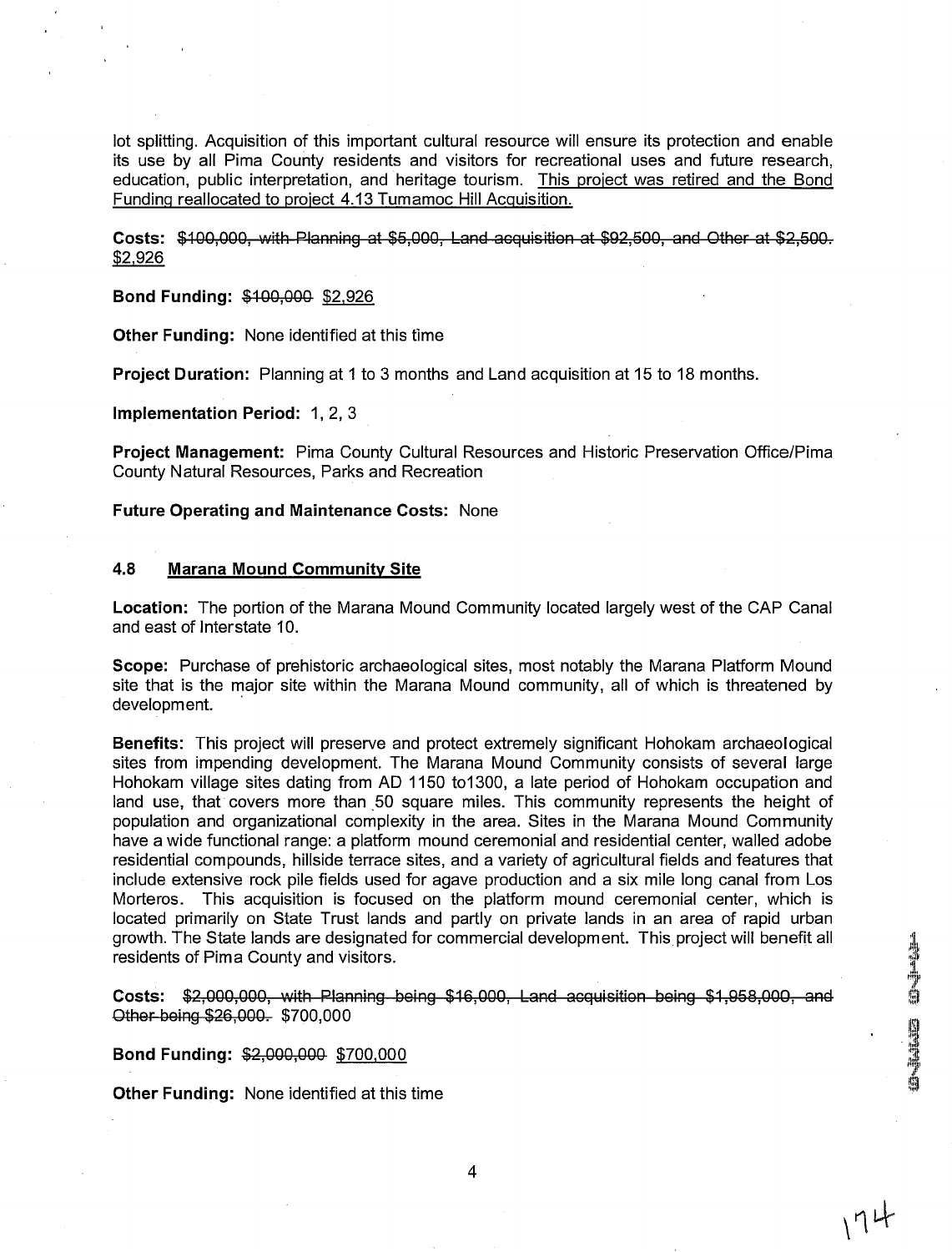lot splitting. Acquisition of this important cultural resource will ensure its protection and enable its use by all Pima County residents and visitors for recreational uses and future research, education, public interpretation, and heritage tourism. <u>This project was retired and the Bond Funding reallocated to project 4.13 Tumamoc Hill Acquisition.</u>

**Costs:** ~~$100,000, with Planning at $5,000, Land acquisition at $92,500, and Other at $2,500.~~ <u>$2,926</u>

**Bond Funding:** ~~$100,000~~ <u>$2,926</u>

**Other Funding:** None identified at this time

**Project Duration:** Planning at 1 to 3 months and Land acquisition at 15 to 18 months.

**Implementation Period:** 1, 2, 3

**Project Management:** Pima County Cultural Resources and Historic Preservation Office/Pima County Natural Resources, Parks and Recreation

**Future Operating and Maintenance Costs:** None

### 4.8 <u>Marana Mound Community Site</u>

**Location:** The portion of the Marana Mound Community located largely west of the CAP Canal and east of Interstate 10.

**Scope:** Purchase of prehistoric archaeological sites, most notably the Marana Platform Mound site that is the major site within the Marana Mound community, all of which is threatened by development.

**Benefits:** This project will preserve and protect extremely significant Hohokam archaeological sites from impending development. The Marana Mound Community consists of several large Hohokam village sites dating from AD 1150 to1300, a late period of Hohokam occupation and land use, that covers more than 50 square miles. This community represents the height of population and organizational complexity in the area. Sites in the Marana Mound Community have a wide functional range: a platform mound ceremonial and residential center, walled adobe residential compounds, hillside terrace sites, and a variety of agricultural fields and features that include extensive rock pile fields used for agave production and a six mile long canal from Los Morteros. This acquisition is focused on the platform mound ceremonial center, which is located primarily on State Trust lands and partly on private lands in an area of rapid urban growth. The State lands are designated for commercial development. This project will benefit all residents of Pima County and visitors.

**Costs:** ~~$2,000,000, with Planning being $16,000, Land acquisition being $1,958,000, and Other being $26,000.~~ $700,000

**Bond Funding:** ~~$2,000,000~~ <u>$700,000</u>

**Other Funding:** None identified at this time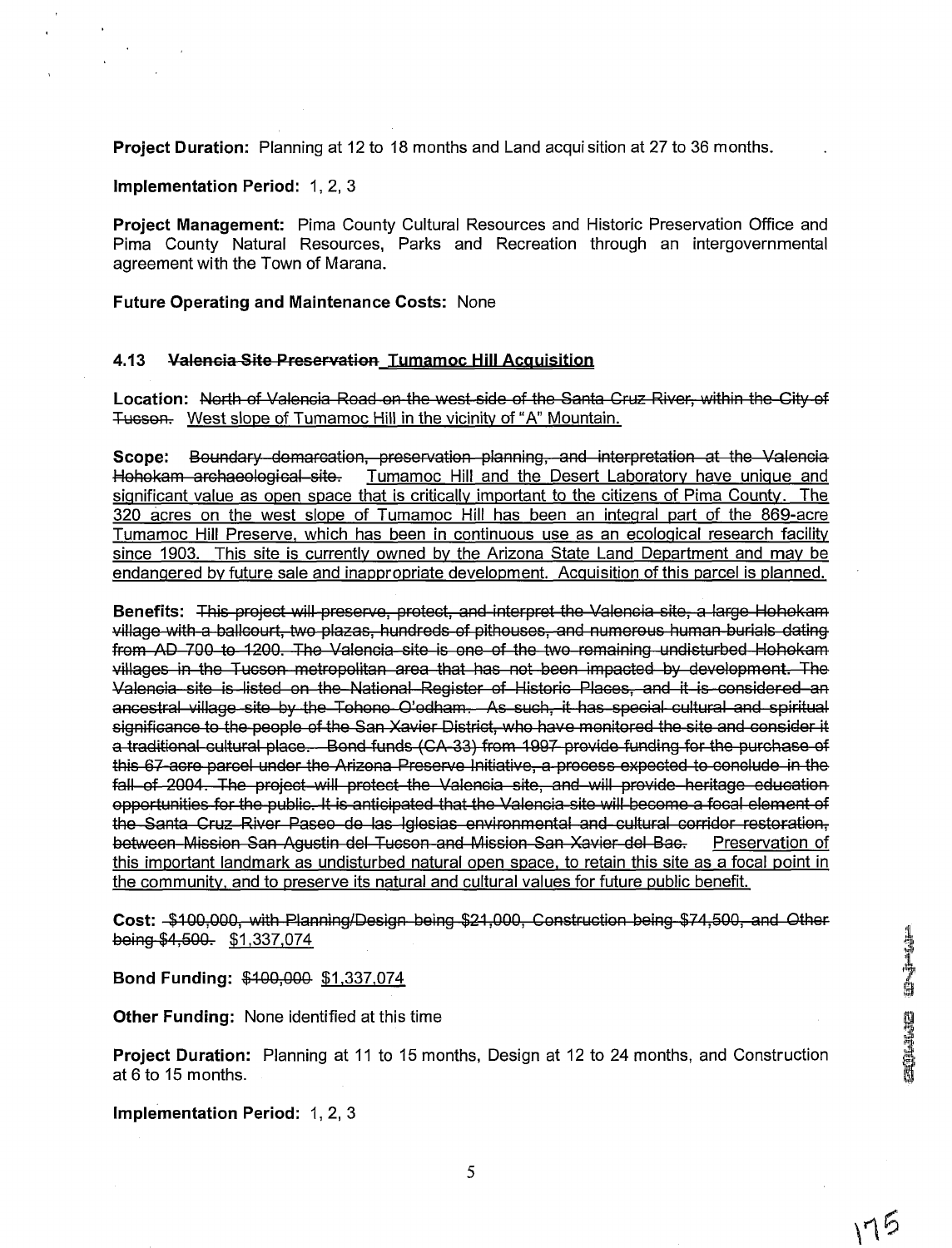**Project Duration:** Planning at 12 to 18 months and Land acquisition at 27 to 36 months.

**Implementation Period:** 1, 2, 3

**Project Management:** Pima County Cultural Resources and Historic Preservation Office and Pima County Natural Resources, Parks and Recreation through an intergovernmental agreement with the Town of Marana.

**Future Operating and Maintenance Costs:** None

### 4.13 ~~Valencia Site Preservation~~ Tumamoc Hill Acquisition

**Location:** ~~North of Valencia Road on the west side of the Santa Cruz River, within the City of Tucson.~~ West slope of Tumamoc Hill in the vicinity of "A" Mountain.

**Scope:** ~~Boundary demarcation, preservation planning, and interpretation at the Valencia Hohokam archaeological site.~~ Tumamoc Hill and the Desert Laboratory have unique and significant value as open space that is critically important to the citizens of Pima County. The 320 acres on the west slope of Tumamoc Hill has been an integral part of the 869-acre Tumamoc Hill Preserve, which has been in continuous use as an ecological research facility since 1903. This site is currently owned by the Arizona State Land Department and may be endangered by future sale and inappropriate development. Acquisition of this parcel is planned.

**Benefits:** ~~This project will preserve, protect, and interpret the Valencia site, a large Hohokam village with a ballcourt, two plazas, hundreds of pithouses, and numerous human burials dating from AD 700 to 1200. The Valencia site is one of the two remaining undisturbed Hohokam villages in the Tucson metropolitan area that has not been impacted by development. The Valencia site is listed on the National Register of Historic Places, and it is considered an ancestral village site by the Tohono O'odham. As such, it has special cultural and spiritual significance to the people of the San Xavier District, who have monitored the site and consider it a traditional cultural place. Bond funds (CA-33) from 1997 provide funding for the purchase of this 67-acre parcel under the Arizona Preserve Initiative, a process expected to conclude in the fall of 2004. The project will protect the Valencia site, and will provide heritage education opportunities for the public. It is anticipated that the Valencia site will become a focal element of the Santa Cruz River Paseo de las Iglesias environmental and cultural corridor restoration, between Mission San Agustin del Tucson and Mission San Xavier del Bac.~~ Preservation of this important landmark as undisturbed natural open space, to retain this site as a focal point in the community, and to preserve its natural and cultural values for future public benefit.

**Cost:** ~~$100,000, with Planning/Design being $21,000, Construction being $74,500, and Other being $4,500.~~ $1,337,074

**Bond Funding:** ~~$100,000~~ $1,337,074

**Other Funding:** None identified at this time

**Project Duration:** Planning at 11 to 15 months, Design at 12 to 24 months, and Construction at 6 to 15 months.

**Implementation Period:** 1, 2, 3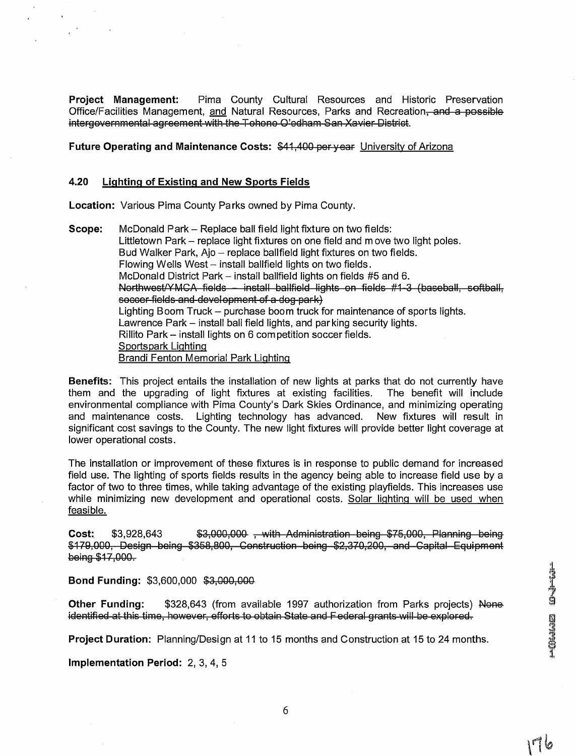**Project Management:** Pima County Cultural Resources and Historic Preservation Office/Facilities Management, <u>and</u> Natural Resources, Parks and Recreation~~, and a possible intergovernmental agreement with the Tohono O'odham San Xavier District~~.

**Future Operating and Maintenance Costs:** ~~$41,400 per year~~ <u>University of Arizona</u>

### 4.20 <u>Lighting of Existing and New Sports Fields</u>

**Location:** Various Pima County Parks owned by Pima County.

**Scope:** McDonald Park – Replace ball field light fixture on two fields:
Littletown Park – replace light fixtures on one field and move two light poles.
Bud Walker Park, Ajo – replace ballfield light fixtures on two fields.
Flowing Wells West – install ballfield lights on two fields.
McDonald District Park – install ballfield lights on fields #5 and 6.
~~Northwest/YMCA fields – install ballfield lights on fields #1-3 (baseball, softball, soccer fields and development of a dog park)~~
Lighting Boom Truck – purchase boom truck for maintenance of sports lights.
Lawrence Park – install ball field lights, and parking security lights.
Rillito Park – install lights on 6 competition soccer fields.
<u>Sportspark Lighting</u>
<u>Brandi Fenton Memorial Park Lighting</u>

**Benefits:** This project entails the installation of new lights at parks that do not currently have them and the upgrading of light fixtures at existing facilities. The benefit will include environmental compliance with Pima County's Dark Skies Ordinance, and minimizing operating and maintenance costs. Lighting technology has advanced. New fixtures will result in significant cost savings to the County. The new light fixtures will provide better light coverage at lower operational costs.

The installation or improvement of these fixtures is in response to public demand for increased field use. The lighting of sports fields results in the agency being able to increase field use by a factor of two to three times, while taking advantage of the existing playfields. This increases use while minimizing new development and operational costs. <u>Solar lighting will be used when feasible.</u>

**Cost:** $3,928,643 ~~$3,000,000 , with Administration being $75,000, Planning being $179,000, Design being $358,800, Construction being $2,370,200, and Capital Equipment being $17,000.~~

**Bond Funding:** $3,600,000 ~~$3,000,000~~

**Other Funding:** $328,643 (from available 1997 authorization from Parks projects) ~~None identified at this time, however, efforts to obtain State and Federal grants will be explored.~~

**Project Duration:** Planning/Design at 11 to 15 months and Construction at 15 to 24 months.

**Implementation Period:** 2, 3, 4, 5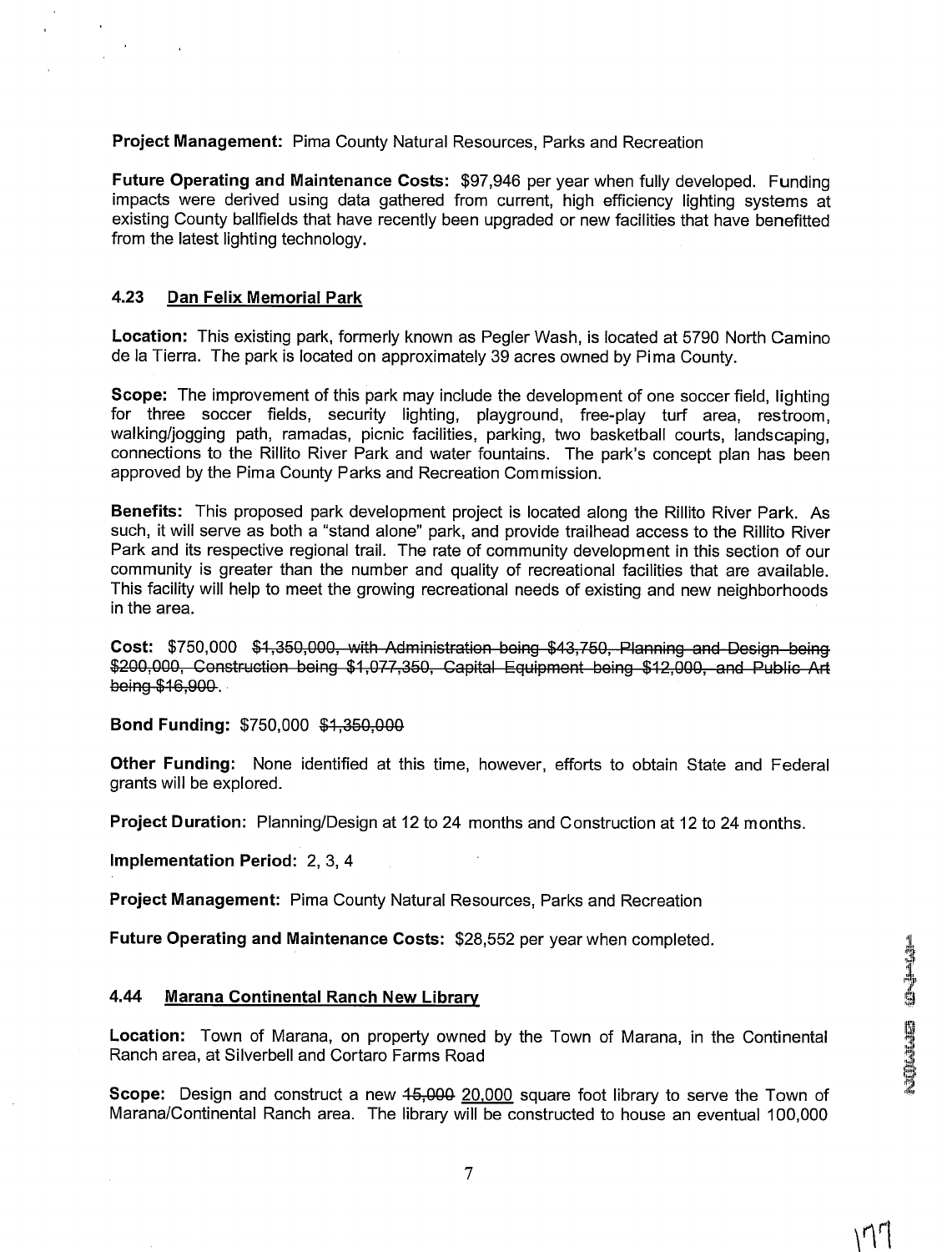**Project Management:** Pima County Natural Resources, Parks and Recreation

**Future Operating and Maintenance Costs:** $97,946 per year when fully developed. Funding impacts were derived using data gathered from current, high efficiency lighting systems at existing County ballfields that have recently been upgraded or new facilities that have benefitted from the latest lighting technology.

### 4.23 Dan Felix Memorial Park

**Location:** This existing park, formerly known as Pegler Wash, is located at 5790 North Camino de la Tierra. The park is located on approximately 39 acres owned by Pima County.

**Scope:** The improvement of this park may include the development of one soccer field, lighting for three soccer fields, security lighting, playground, free-play turf area, restroom, walking/jogging path, ramadas, picnic facilities, parking, two basketball courts, landscaping, connections to the Rillito River Park and water fountains. The park's concept plan has been approved by the Pima County Parks and Recreation Commission.

**Benefits:** This proposed park development project is located along the Rillito River Park. As such, it will serve as both a "stand alone" park, and provide trailhead access to the Rillito River Park and its respective regional trail. The rate of community development in this section of our community is greater than the number and quality of recreational facilities that are available. This facility will help to meet the growing recreational needs of existing and new neighborhoods in the area.

**Cost:** $750,000 ~~$1,350,000, with Administration being $43,750, Planning and Design being $200,000, Construction being $1,077,350, Capital Equipment being $12,000, and Public Art being $16,900.~~

**Bond Funding:** $750,000 ~~$1,350,000~~

**Other Funding:** None identified at this time, however, efforts to obtain State and Federal grants will be explored.

**Project Duration:** Planning/Design at 12 to 24 months and Construction at 12 to 24 months.

**Implementation Period:** 2, 3, 4

**Project Management:** Pima County Natural Resources, Parks and Recreation

**Future Operating and Maintenance Costs:** $28,552 per year when completed.

### 4.44 Marana Continental Ranch New Library

**Location:** Town of Marana, on property owned by the Town of Marana, in the Continental Ranch area, at Silverbell and Cortaro Farms Road

**Scope:** Design and construct a new ~~15,000~~ 20,000 square foot library to serve the Town of Marana/Continental Ranch area. The library will be constructed to house an eventual 100,000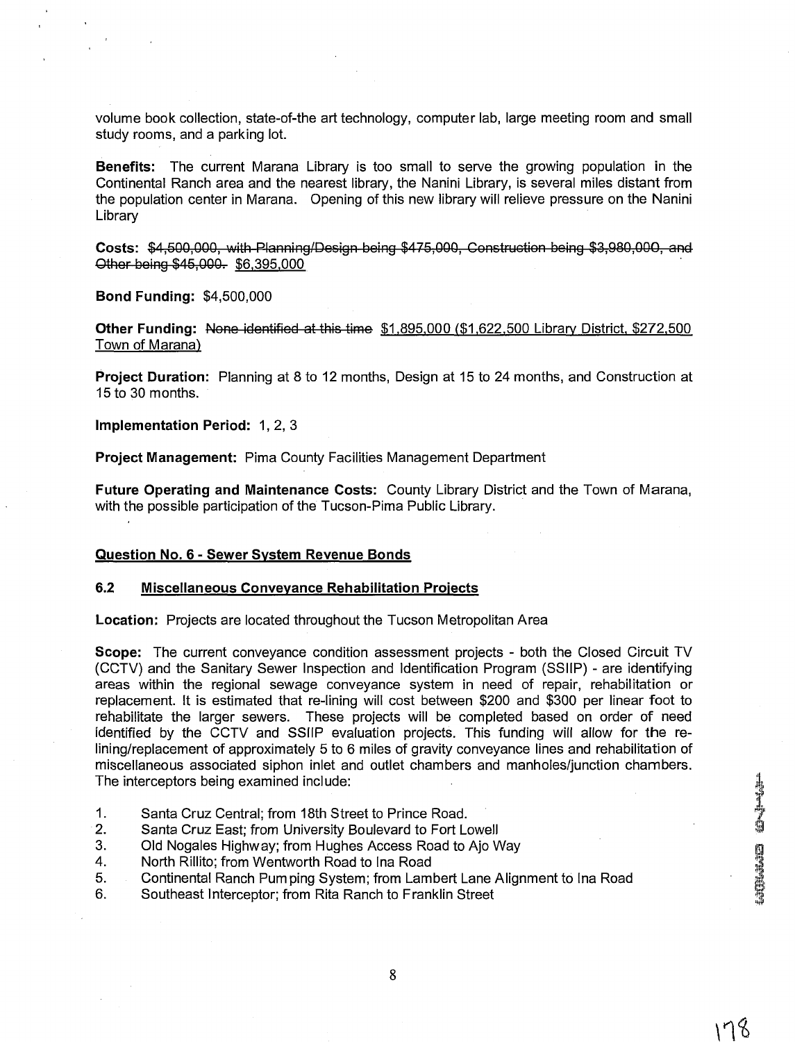volume book collection, state-of-the art technology, computer lab, large meeting room and small study rooms, and a parking lot.

**Benefits:** The current Marana Library is too small to serve the growing population in the Continental Ranch area and the nearest library, the Nanini Library, is several miles distant from the population center in Marana. Opening of this new library will relieve pressure on the Nanini Library

**Costs:** ~~$4,500,000, with Planning/Design being $475,000, Construction being $3,980,000, and Other being $45,000.~~ $6,395,000

**Bond Funding:** $4,500,000

**Other Funding:** ~~None identified at this time~~ $1,895,000 ($1,622,500 Library District, $272,500 Town of Marana)

**Project Duration:** Planning at 8 to 12 months, Design at 15 to 24 months, and Construction at 15 to 30 months.

**Implementation Period:** 1, 2, 3

**Project Management:** Pima County Facilities Management Department

**Future Operating and Maintenance Costs:** County Library District and the Town of Marana, with the possible participation of the Tucson-Pima Public Library.

## Question No. 6 - Sewer System Revenue Bonds

### 6.2 Miscellaneous Conveyance Rehabilitation Projects

**Location:** Projects are located throughout the Tucson Metropolitan Area

**Scope:** The current conveyance condition assessment projects - both the Closed Circuit TV (CCTV) and the Sanitary Sewer Inspection and Identification Program (SSIIP) - are identifying areas within the regional sewage conveyance system in need of repair, rehabilitation or replacement. It is estimated that re-lining will cost between $200 and $300 per linear foot to rehabilitate the larger sewers. These projects will be completed based on order of need identified by the CCTV and SSIIP evaluation projects. This funding will allow for the re-lining/replacement of approximately 5 to 6 miles of gravity conveyance lines and rehabilitation of miscellaneous associated siphon inlet and outlet chambers and manholes/junction chambers. The interceptors being examined include:

1. Santa Cruz Central; from 18th Street to Prince Road.
2. Santa Cruz East; from University Boulevard to Fort Lowell
3. Old Nogales Highway; from Hughes Access Road to Ajo Way
4. North Rillito; from Wentworth Road to Ina Road
5. Continental Ranch Pumping System; from Lambert Lane Alignment to Ina Road
6. Southeast Interceptor; from Rita Ranch to Franklin Street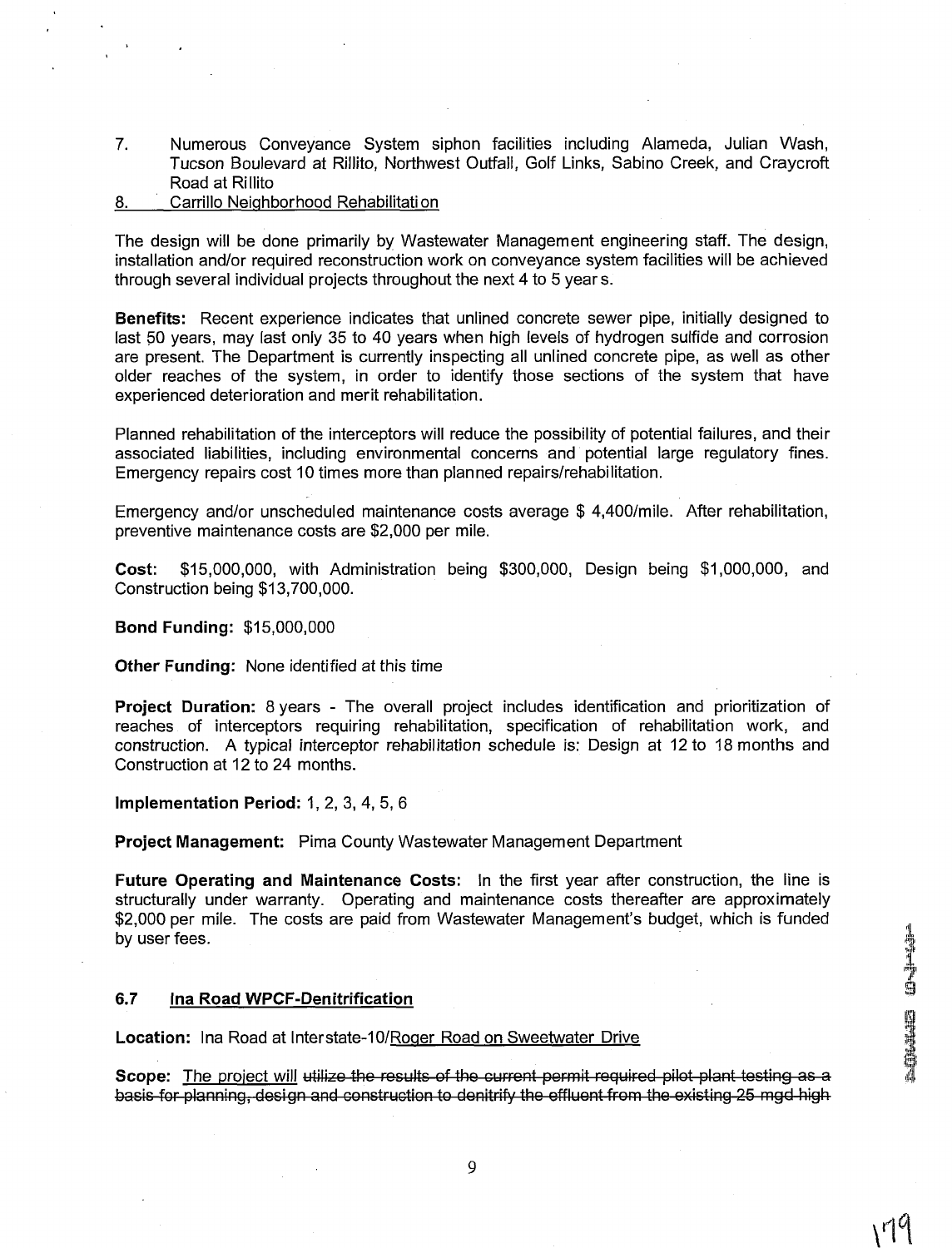7. Numerous Conveyance System siphon facilities including Alameda, Julian Wash, Tucson Boulevard at Rillito, Northwest Outfall, Golf Links, Sabino Creek, and Craycroft Road at Rillito
8. Carrillo Neighborhood Rehabilitation

The design will be done primarily by Wastewater Management engineering staff. The design, installation and/or required reconstruction work on conveyance system facilities will be achieved through several individual projects throughout the next 4 to 5 years.

**Benefits:** Recent experience indicates that unlined concrete sewer pipe, initially designed to last 50 years, may last only 35 to 40 years when high levels of hydrogen sulfide and corrosion are present. The Department is currently inspecting all unlined concrete pipe, as well as other older reaches of the system, in order to identify those sections of the system that have experienced deterioration and merit rehabilitation.

Planned rehabilitation of the interceptors will reduce the possibility of potential failures, and their associated liabilities, including environmental concerns and potential large regulatory fines. Emergency repairs cost 10 times more than planned repairs/rehabilitation.

Emergency and/or unscheduled maintenance costs average $ 4,400/mile. After rehabilitation, preventive maintenance costs are $2,000 per mile.

**Cost:** $15,000,000, with Administration being $300,000, Design being $1,000,000, and Construction being $13,700,000.

**Bond Funding:** $15,000,000

**Other Funding:** None identified at this time

**Project Duration:** 8 years - The overall project includes identification and prioritization of reaches of interceptors requiring rehabilitation, specification of rehabilitation work, and construction. A typical interceptor rehabilitation schedule is: Design at 12 to 18 months and Construction at 12 to 24 months.

**Implementation Period:** 1, 2, 3, 4, 5, 6

**Project Management:** Pima County Wastewater Management Department

**Future Operating and Maintenance Costs:** In the first year after construction, the line is structurally under warranty. Operating and maintenance costs thereafter are approximately $2,000 per mile. The costs are paid from Wastewater Management's budget, which is funded by user fees.

### 6.7 Ina Road WPCF-Denitrification

**Location:** Ina Road at Interstate-10/Roger Road on Sweetwater Drive

**Scope:** The project will ~~utilize the results of the current permit required pilot plant testing as a basis for planning, design and construction to denitrify the effluent from the existing 25 mgd high~~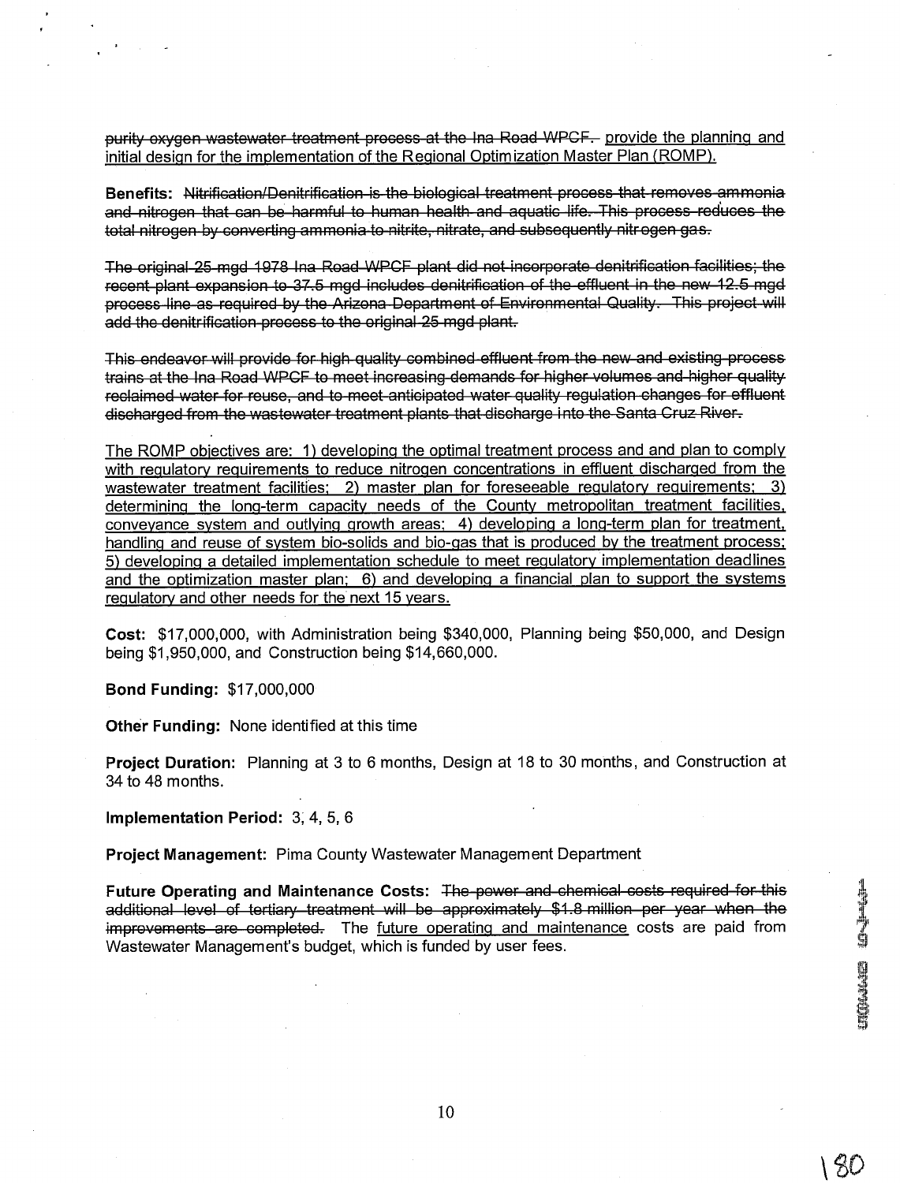~~purity oxygen wastewater treatment process at the Ina Road WPCF.~~ <u>provide the planning and initial design for the implementation of the Regional Optimization Master Plan (ROMP).</u>

**Benefits:** ~~Nitrification/Denitrification is the biological treatment process that removes ammonia and nitrogen that can be harmful to human health and aquatic life. This process reduces the total nitrogen by converting ammonia to nitrite, nitrate, and subsequently nitrogen gas.~~

~~The original 25 mgd 1978 Ina Road WPCF plant did not incorporate denitrification facilities; the recent plant expansion to 37.5 mgd includes denitrification of the effluent in the new 12.5 mgd process line as required by the Arizona Department of Environmental Quality. This project will add the denitrification process to the original 25 mgd plant.~~

~~This endeavor will provide for high quality combined effluent from the new and existing process trains at the Ina Road WPCF to meet increasing demands for higher volumes and higher quality reclaimed water for reuse, and to meet anticipated water quality regulation changes for effluent discharged from the wastewater treatment plants that discharge into the Santa Cruz River.~~

<u>The ROMP objectives are: 1) developing the optimal treatment process and and plan to comply with regulatory requirements to reduce nitrogen concentrations in effluent discharged from the wastewater treatment facilities; 2) master plan for foreseeable regulatory requirements; 3) determining the long-term capacity needs of the County metropolitan treatment facilities, conveyance system and outlying growth areas; 4) developing a long-term plan for treatment, handling and reuse of system bio-solids and bio-gas that is produced by the treatment process; 5) developing a detailed implementation schedule to meet regulatory implementation deadlines and the optimization master plan; 6) and developing a financial plan to support the systems regulatory and other needs for the next 15 years.</u>

**Cost:** \$17,000,000, with Administration being \$340,000, Planning being \$50,000, and Design being \$1,950,000, and Construction being \$14,660,000.

**Bond Funding:** \$17,000,000

**Other Funding:** None identified at this time

**Project Duration:** Planning at 3 to 6 months, Design at 18 to 30 months, and Construction at 34 to 48 months.

**Implementation Period:** 3, 4, 5, 6

**Project Management:** Pima County Wastewater Management Department

**Future Operating and Maintenance Costs:** ~~The power and chemical costs required for this additional level of tertiary treatment will be approximately \$1.8 million per year when the improvements are completed.~~ The <u>future operating and maintenance</u> costs are paid from Wastewater Management's budget, which is funded by user fees.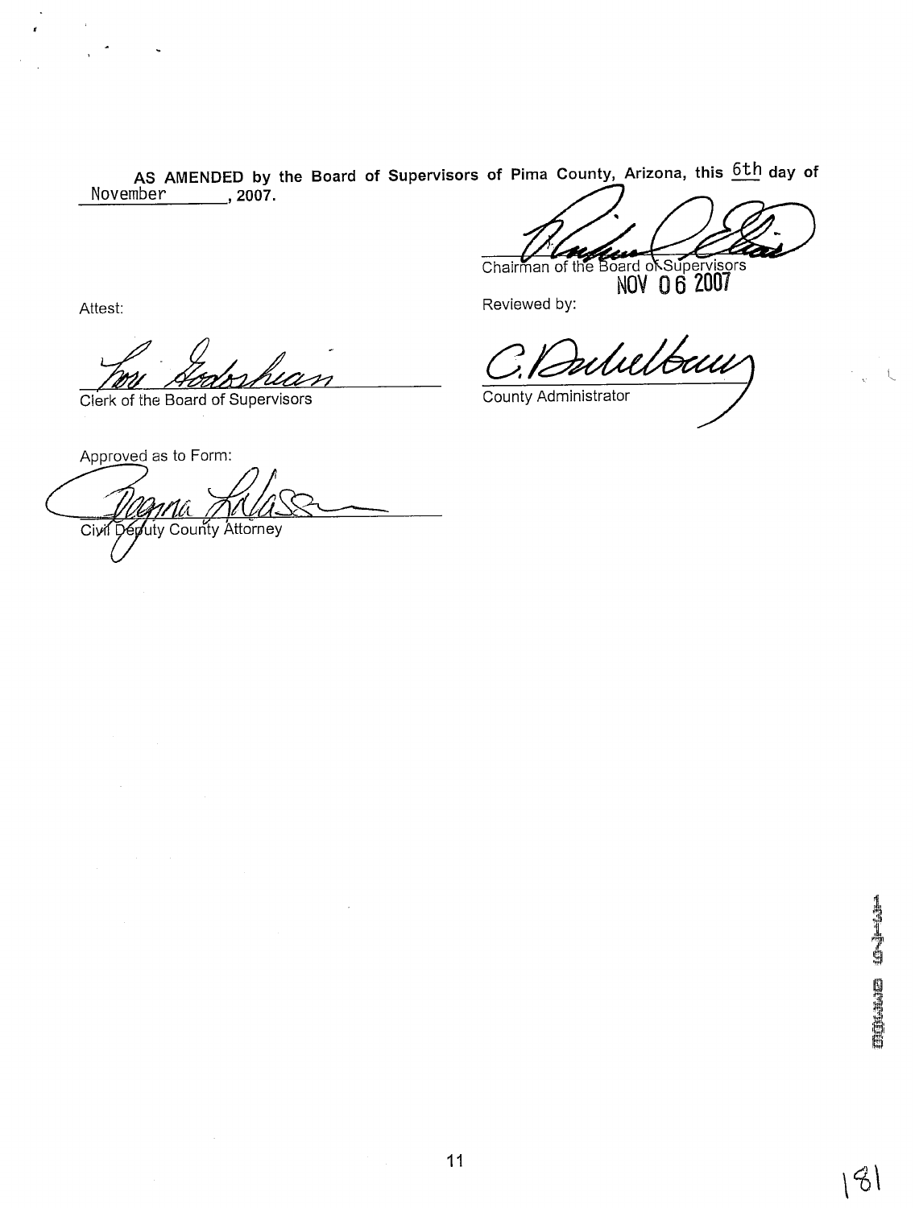**AS AMENDED by the Board of Supervisors of Pima County, Arizona, this** 6th **day of** November **, 2007.**

Chairman of the Board of Supervisors

NOV 06 2007

Attest:

Clerk of the Board of Supervisors

Reviewed by:

County Administrator

Approved as to Form:

Civil Deputy County Attorney